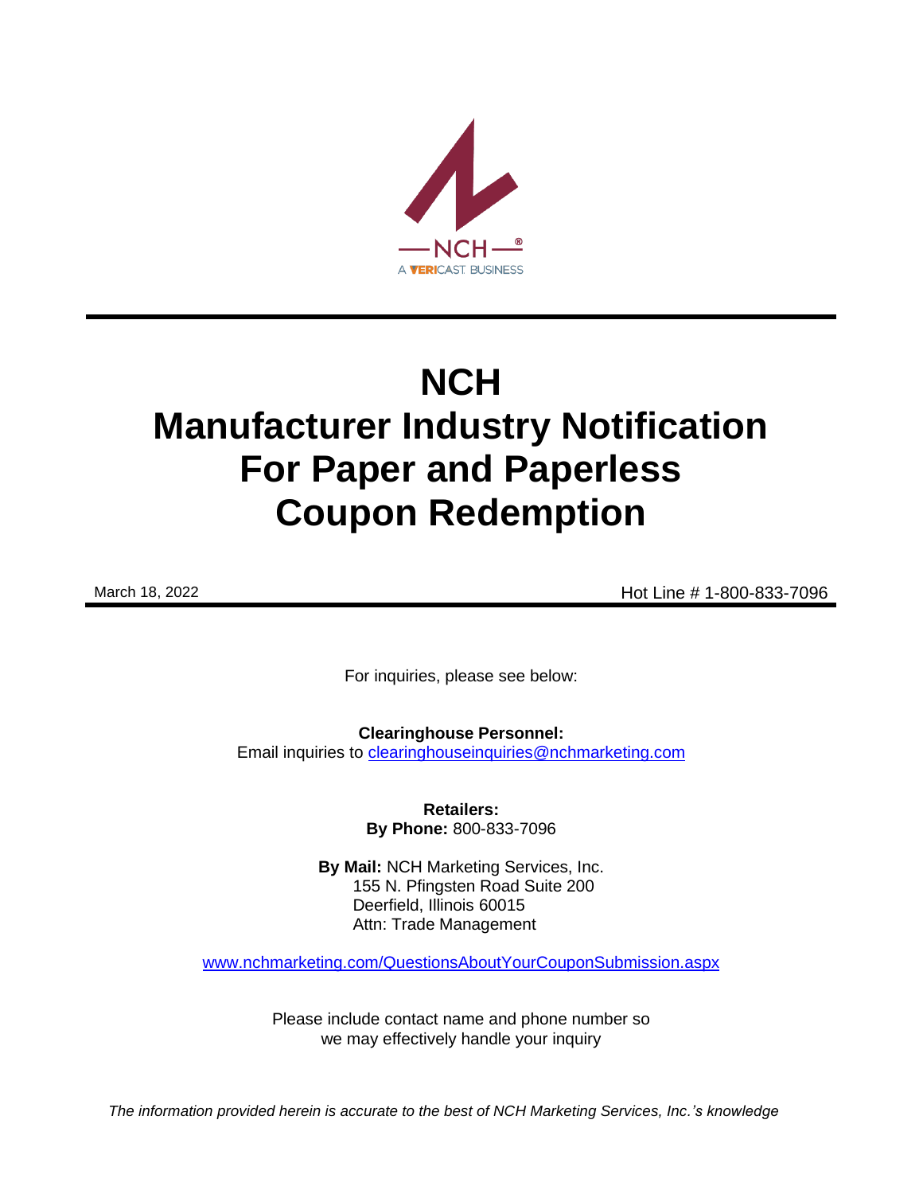NCH

A VERICAST BUSINESS

# NCH
# Manufacturer Industry Notification For Paper and Paperless Coupon Redemption

March 18, 2022

Hot Line # 1-800-833-7096

For inquiries, please see below:

**Clearinghouse Personnel:**
Email inquiries to clearinghouseinquiries@nchmarketing.com

**Retailers:**
**By Phone:** 800-833-7096

**By Mail:** NCH Marketing Services, Inc.
155 N. Pfingsten Road Suite 200
Deerfield, Illinois 60015
Attn: Trade Management

www.nchmarketing.com/QuestionsAboutYourCouponSubmission.aspx

Please include contact name and phone number so we may effectively handle your inquiry

*The information provided herein is accurate to the best of NCH Marketing Services, Inc.'s knowledge*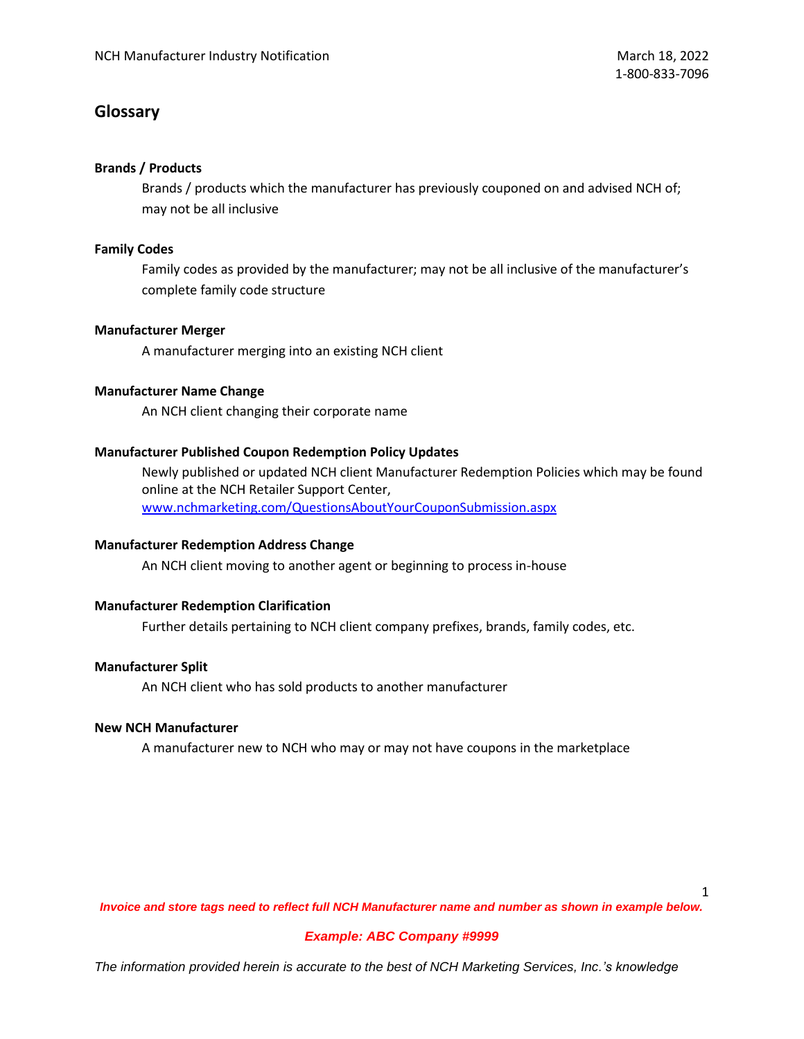## Glossary

**Brands / Products**

Brands / products which the manufacturer has previously couponed on and advised NCH of; may not be all inclusive

**Family Codes**

Family codes as provided by the manufacturer; may not be all inclusive of the manufacturer's complete family code structure

**Manufacturer Merger**

A manufacturer merging into an existing NCH client

**Manufacturer Name Change**

An NCH client changing their corporate name

**Manufacturer Published Coupon Redemption Policy Updates**

Newly published or updated NCH client Manufacturer Redemption Policies which may be found online at the NCH Retailer Support Center, [www.nchmarketing.com/QuestionsAboutYourCouponSubmission.aspx](http://www.nchmarketing.com/QuestionsAboutYourCouponSubmission.aspx)

**Manufacturer Redemption Address Change**

An NCH client moving to another agent or beginning to process in-house

**Manufacturer Redemption Clarification**

Further details pertaining to NCH client company prefixes, brands, family codes, etc.

**Manufacturer Split**

An NCH client who has sold products to another manufacturer

**New NCH Manufacturer**

A manufacturer new to NCH who may or may not have coupons in the marketplace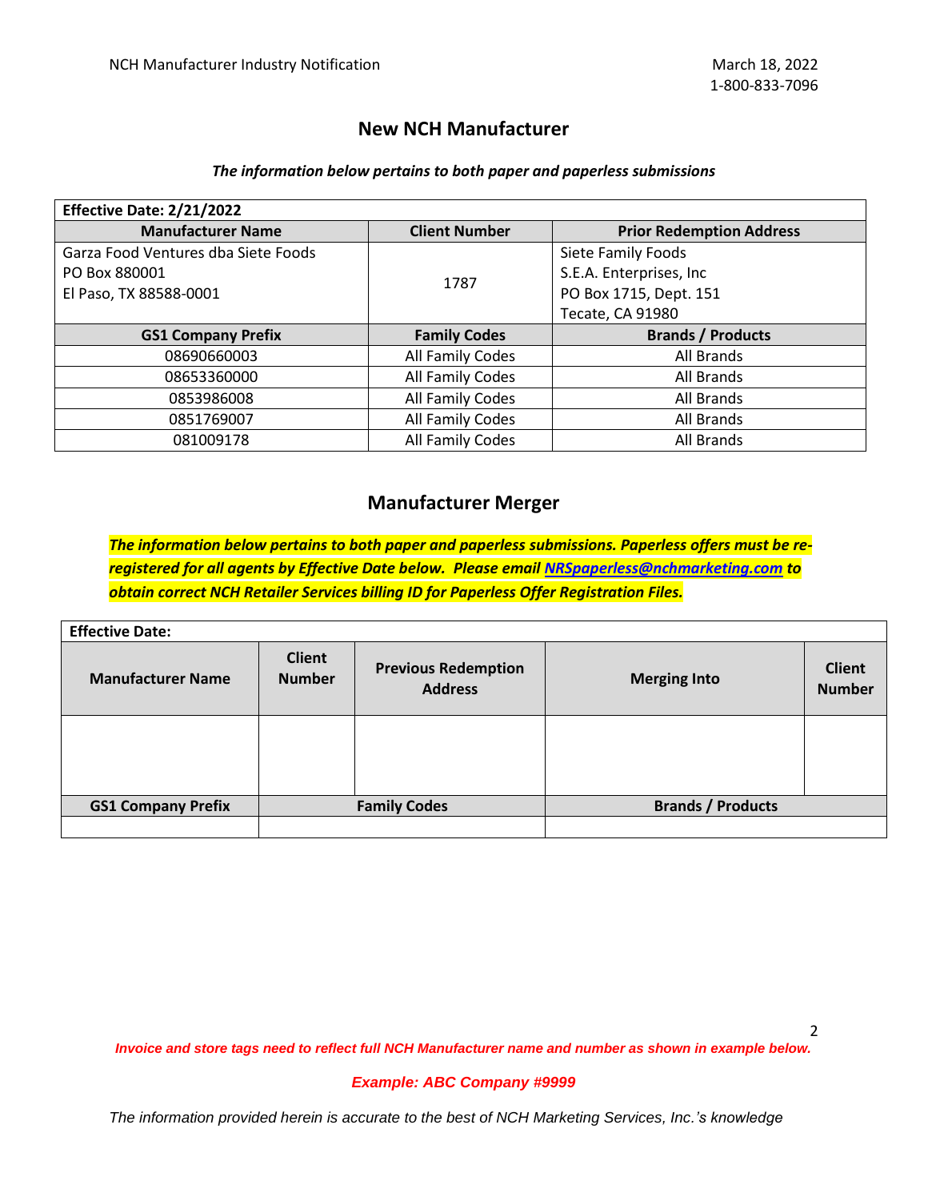## New NCH Manufacturer

***The information below pertains to both paper and paperless submissions***

| **Effective Date: 2/21/2022** | | |
|---|---|---|
| **Manufacturer Name** | **Client Number** | **Prior Redemption Address** |
| Garza Food Ventures dba Siete Foods<br>PO Box 880001<br>El Paso, TX 88588-0001 | 1787 | Siete Family Foods<br>S.E.A. Enterprises, Inc<br>PO Box 1715, Dept. 151<br>Tecate, CA 91980 |
| **GS1 Company Prefix** | **Family Codes** | **Brands / Products** |
| 08690660003 | All Family Codes | All Brands |
| 08653360000 | All Family Codes | All Brands |
| 0853986008 | All Family Codes | All Brands |
| 0851769007 | All Family Codes | All Brands |
| 081009178 | All Family Codes | All Brands |

## Manufacturer Merger

***The information below pertains to both paper and paperless submissions. Paperless offers must be re-registered for all agents by Effective Date below. Please email NRSpaperless@nchmarketing.com to obtain correct NCH Retailer Services billing ID for Paperless Offer Registration Files.***

| **Effective Date:** | | | | |
|---|---|---|---|---|
| **Manufacturer Name** | **Client Number** | **Previous Redemption Address** | **Merging Into** | **Client Number** |
| | | | | |
| **GS1 Company Prefix** | **Family Codes** | | **Brands / Products** | |
| | | | | |

***Invoice and store tags need to reflect full NCH Manufacturer name and number as shown in example below.***

***Example: ABC Company #9999***

*The information provided herein is accurate to the best of NCH Marketing Services, Inc.'s knowledge*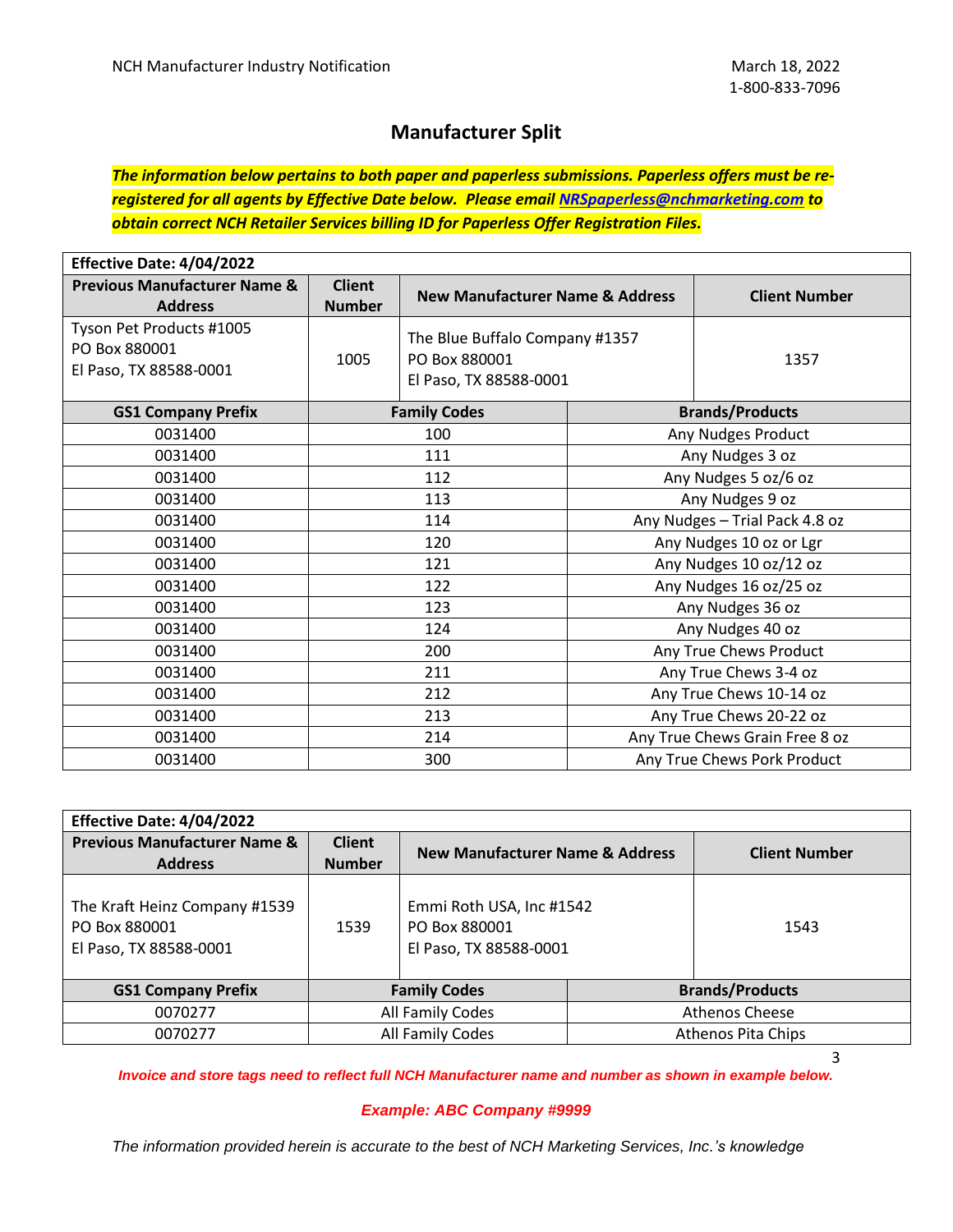## Manufacturer Split

***The information below pertains to both paper and paperless submissions. Paperless offers must be re-registered for all agents by Effective Date below. Please email [NRSpaperless@nchmarketing.com](mailto:NRSpaperless@nchmarketing.com) to obtain correct NCH Retailer Services billing ID for Paperless Offer Registration Files.***

| **Effective Date: 4/04/2022** | | | |
|---|---|---|---|
| **Previous Manufacturer Name & Address** | **Client Number** | **New Manufacturer Name & Address** | **Client Number** |
| Tyson Pet Products #1005<br>PO Box 880001<br>El Paso, TX 88588-0001 | 1005 | The Blue Buffalo Company #1357<br>PO Box 880001<br>El Paso, TX 88588-0001 | 1357 |

| **GS1 Company Prefix** | **Family Codes** | **Brands/Products** |
|---|---|---|
| 0031400 | 100 | Any Nudges Product |
| 0031400 | 111 | Any Nudges 3 oz |
| 0031400 | 112 | Any Nudges 5 oz/6 oz |
| 0031400 | 113 | Any Nudges 9 oz |
| 0031400 | 114 | Any Nudges – Trial Pack 4.8 oz |
| 0031400 | 120 | Any Nudges 10 oz or Lgr |
| 0031400 | 121 | Any Nudges 10 oz/12 oz |
| 0031400 | 122 | Any Nudges 16 oz/25 oz |
| 0031400 | 123 | Any Nudges 36 oz |
| 0031400 | 124 | Any Nudges 40 oz |
| 0031400 | 200 | Any True Chews Product |
| 0031400 | 211 | Any True Chews 3-4 oz |
| 0031400 | 212 | Any True Chews 10-14 oz |
| 0031400 | 213 | Any True Chews 20-22 oz |
| 0031400 | 214 | Any True Chews Grain Free 8 oz |
| 0031400 | 300 | Any True Chews Pork Product |

| **Effective Date: 4/04/2022** | | | |
|---|---|---|---|
| **Previous Manufacturer Name & Address** | **Client Number** | **New Manufacturer Name & Address** | **Client Number** |
| The Kraft Heinz Company #1539<br>PO Box 880001<br>El Paso, TX 88588-0001 | 1539 | Emmi Roth USA, Inc #1542<br>PO Box 880001<br>El Paso, TX 88588-0001 | 1543 |

| **GS1 Company Prefix** | **Family Codes** | **Brands/Products** |
|---|---|---|
| 0070277 | All Family Codes | Athenos Cheese |
| 0070277 | All Family Codes | Athenos Pita Chips |

***Invoice and store tags need to reflect full NCH Manufacturer name and number as shown in example below.***

***Example: ABC Company #9999***

*The information provided herein is accurate to the best of NCH Marketing Services, Inc.'s knowledge*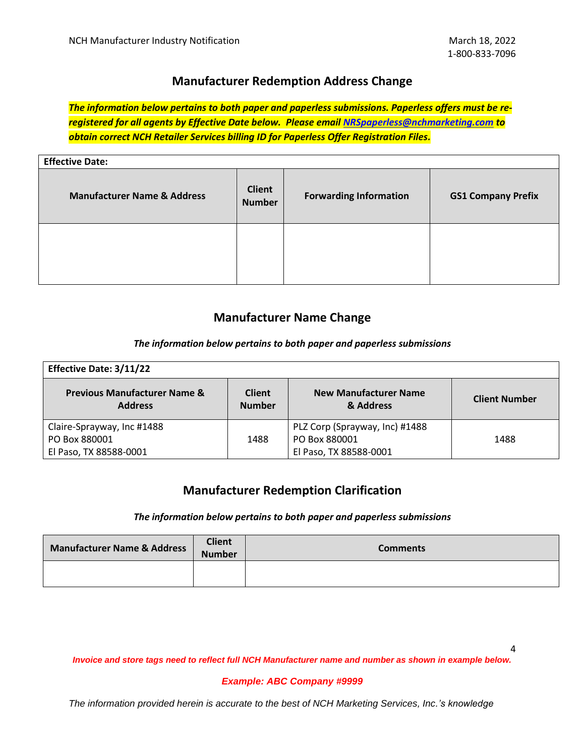## Manufacturer Redemption Address Change

***The information below pertains to both paper and paperless submissions. Paperless offers must be re-registered for all agents by Effective Date below. Please email [NRSpaperless@nchmarketing.com](mailto:NRSpaperless@nchmarketing.com) to obtain correct NCH Retailer Services billing ID for Paperless Offer Registration Files.***

| **Effective Date:** | | | |
|---|---|---|---|
| **Manufacturer Name & Address** | **Client Number** | **Forwarding Information** | **GS1 Company Prefix** |
| | | | |

## Manufacturer Name Change

*The information below pertains to both paper and paperless submissions*

| **Effective Date: 3/11/22** | | | |
|---|---|---|---|
| **Previous Manufacturer Name & Address** | **Client Number** | **New Manufacturer Name & Address** | **Client Number** |
| Claire-Sprayway, Inc #1488<br>PO Box 880001<br>El Paso, TX 88588-0001 | 1488 | PLZ Corp (Sprayway, Inc) #1488<br>PO Box 880001<br>El Paso, TX 88588-0001 | 1488 |

## Manufacturer Redemption Clarification

*The information below pertains to both paper and paperless submissions*

| **Manufacturer Name & Address** | **Client Number** | **Comments** |
|---|---|---|
| | | |

***Invoice and store tags need to reflect full NCH Manufacturer name and number as shown in example below.***

***Example: ABC Company #9999***

*The information provided herein is accurate to the best of NCH Marketing Services, Inc.'s knowledge*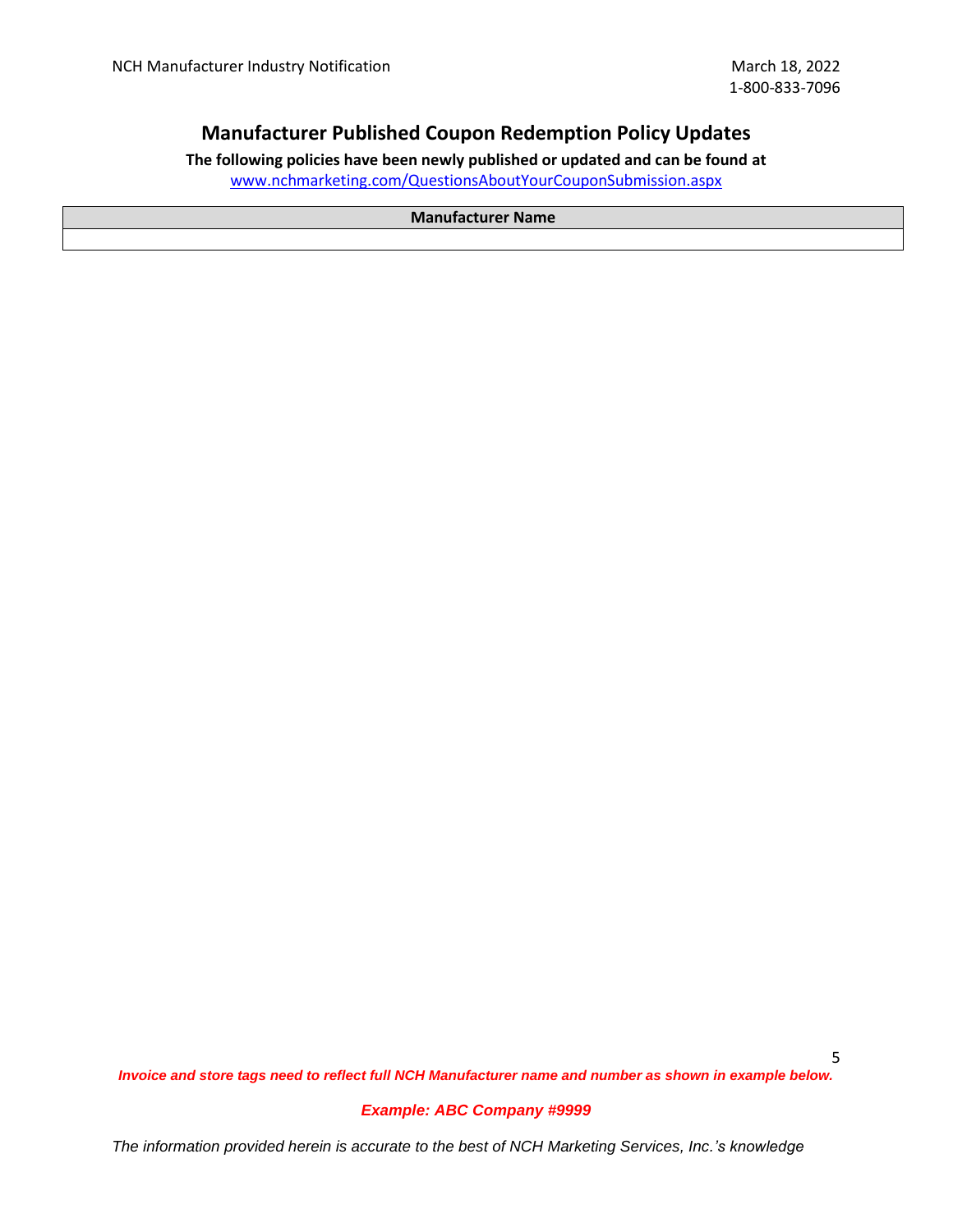# Manufacturer Published Coupon Redemption Policy Updates

**The following policies have been newly published or updated and can be found at**
[www.nchmarketing.com/QuestionsAboutYourCouponSubmission.aspx](www.nchmarketing.com/QuestionsAboutYourCouponSubmission.aspx)

| Manufacturer Name |
| --- |
| |

***Invoice and store tags need to reflect full NCH Manufacturer name and number as shown in example below.***

***Example: ABC Company #9999***

*The information provided herein is accurate to the best of NCH Marketing Services, Inc.'s knowledge*